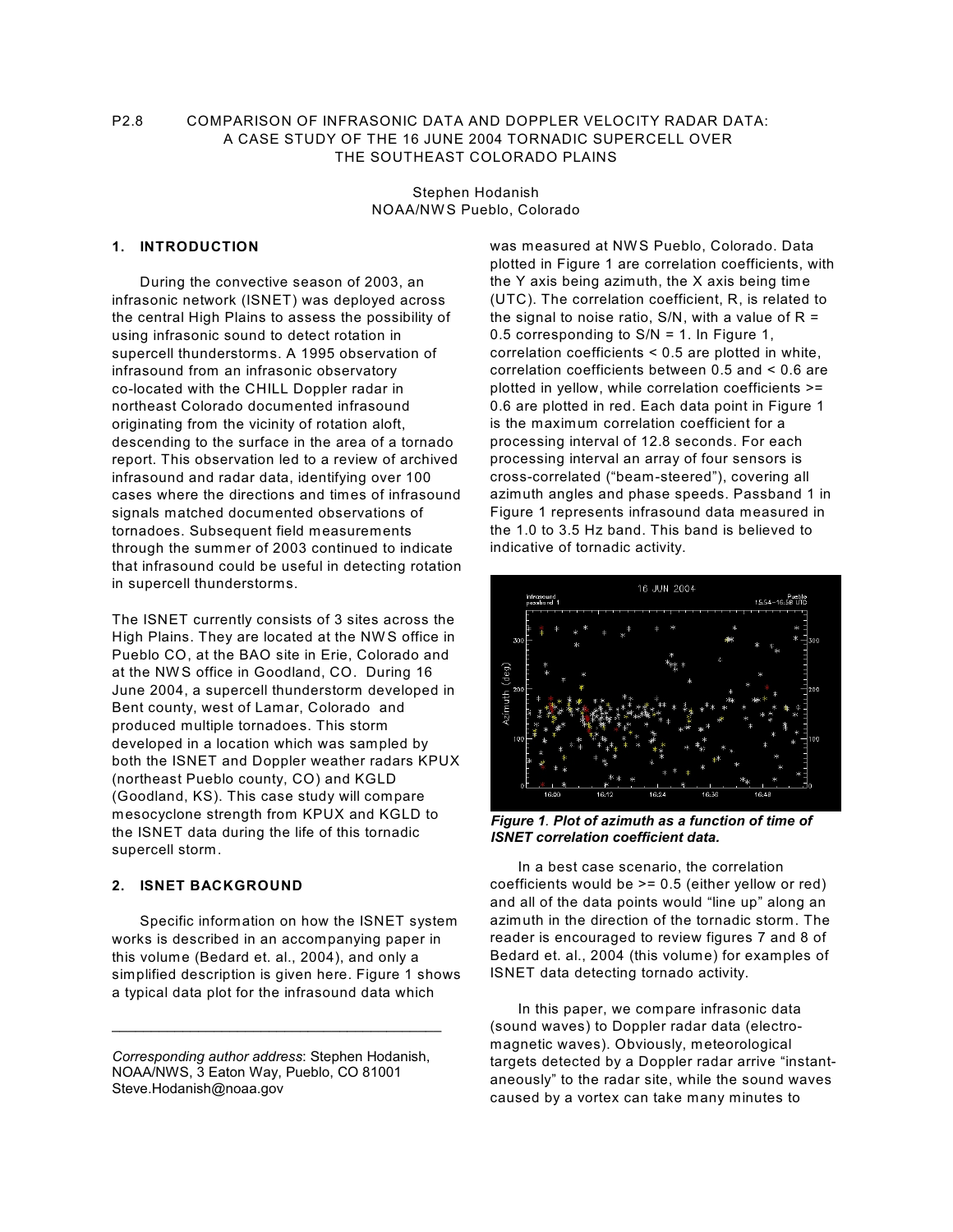P2.8 COMPARISON OF INFRASONIC DATA AND DOPPLER VELOCITY RADAR DATA: A CASE STUDY OF THE 16 JUNE 2004 TORNADIC SUPERCELL OVER THE SOUTHEAST COLORADO PLAINS

Stephen Hodanish
NOAA/NWS Pueblo, Colorado

## 1. INTRODUCTION

During the convective season of 2003, an infrasonic network (ISNET) was deployed across the central High Plains to assess the possibility of using infrasonic sound to detect rotation in supercell thunderstorms. A 1995 observation of infrasound from an infrasonic observatory co-located with the CHILL Doppler radar in northeast Colorado documented infrasound originating from the vicinity of rotation aloft, descending to the surface in the area of a tornado report. This observation led to a review of archived infrasound and radar data, identifying over 100 cases where the directions and times of infrasound signals matched documented observations of tornadoes. Subsequent field measurements through the summer of 2003 continued to indicate that infrasound could be useful in detecting rotation in supercell thunderstorms.

The ISNET currently consists of 3 sites across the High Plains. They are located at the NWS office in Pueblo CO, at the BAO site in Erie, Colorado and at the NWS office in Goodland, CO. During 16 June 2004, a supercell thunderstorm developed in Bent county, west of Lamar, Colorado and produced multiple tornadoes. This storm developed in a location which was sampled by both the ISNET and Doppler weather radars KPUX (northeast Pueblo county, CO) and KGLD (Goodland, KS). This case study will compare mesocyclone strength from KPUX and KGLD to the ISNET data during the life of this tornadic supercell storm.

## 2. ISNET BACKGROUND

Specific information on how the ISNET system works is described in an accompanying paper in this volume (Bedard et. al., 2004), and only a simplified description is given here. Figure 1 shows a typical data plot for the infrasound data which was measured at NWS Pueblo, Colorado. Data plotted in Figure 1 are correlation coefficients, with the Y axis being azimuth, the X axis being time (UTC). The correlation coefficient, R, is related to the signal to noise ratio, S/N, with a value of R = 0.5 corresponding to S/N = 1. In Figure 1, correlation coefficients < 0.5 are plotted in white, correlation coefficients between 0.5 and < 0.6 are plotted in yellow, while correlation coefficients >= 0.6 are plotted in red. Each data point in Figure 1 is the maximum correlation coefficient for a processing interval of 12.8 seconds. For each processing interval an array of four sensors is cross-correlated ("beam-steered"), covering all azimuth angles and phase speeds. Passband 1 in Figure 1 represents infrasound data measured in the 1.0 to 3.5 Hz band. This band is believed to indicative of tornadic activity.

***Figure 1*. *Plot of azimuth as a function of time of ISNET correlation coefficient data.***

In a best case scenario, the correlation coefficients would be >= 0.5 (either yellow or red) and all of the data points would "line up" along an azimuth in the direction of the tornadic storm. The reader is encouraged to review figures 7 and 8 of Bedard et. al., 2004 (this volume) for examples of ISNET data detecting tornado activity.

In this paper, we compare infrasonic data (sound waves) to Doppler radar data (electro-magnetic waves). Obviously, meteorological targets detected by a Doppler radar arrive "instant-aneously" to the radar site, while the sound waves caused by a vortex can take many minutes to

---

*Corresponding author address*: Stephen Hodanish, NOAA/NWS, 3 Eaton Way, Pueblo, CO 81001 Steve.Hodanish@noaa.gov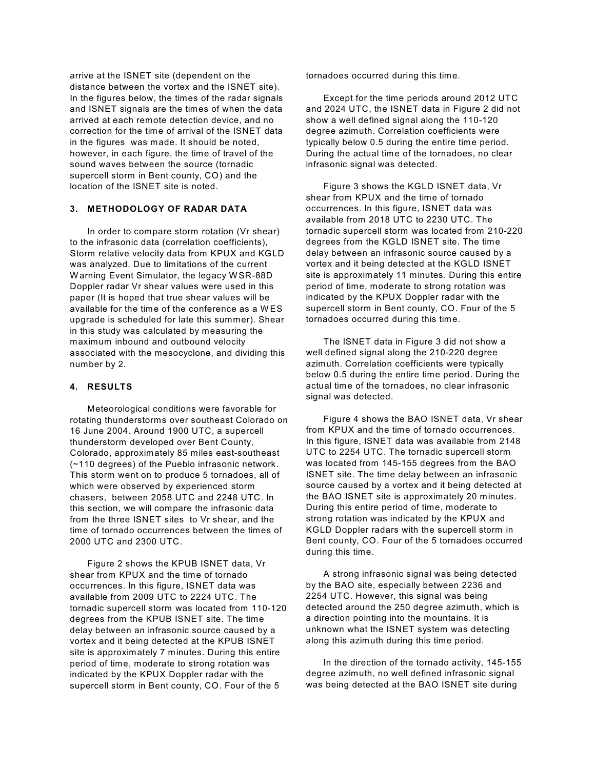arrive at the ISNET site (dependent on the distance between the vortex and the ISNET site). In the figures below, the times of the radar signals and ISNET signals are the times of when the data arrived at each remote detection device, and no correction for the time of arrival of the ISNET data in the figures was made. It should be noted, however, in each figure, the time of travel of the sound waves between the source (tornadic supercell storm in Bent county, CO) and the location of the ISNET site is noted.

## 3. METHODOLOGY OF RADAR DATA

In order to compare storm rotation (Vr shear) to the infrasonic data (correlation coefficients), Storm relative velocity data from KPUX and KGLD was analyzed. Due to limitations of the current Warning Event Simulator, the legacy WSR-88D Doppler radar Vr shear values were used in this paper (It is hoped that true shear values will be available for the time of the conference as a WES upgrade is scheduled for late this summer). Shear in this study was calculated by measuring the maximum inbound and outbound velocity associated with the mesocyclone, and dividing this number by 2.

## 4. RESULTS

Meteorological conditions were favorable for rotating thunderstorms over southeast Colorado on 16 June 2004. Around 1900 UTC, a supercell thunderstorm developed over Bent County, Colorado, approximately 85 miles east-southeast (~110 degrees) of the Pueblo infrasonic network. This storm went on to produce 5 tornadoes, all of which were observed by experienced storm chasers, between 2058 UTC and 2248 UTC. In this section, we will compare the infrasonic data from the three ISNET sites to Vr shear, and the time of tornado occurrences between the times of 2000 UTC and 2300 UTC.

Figure 2 shows the KPUB ISNET data, Vr shear from KPUX and the time of tornado occurrences. In this figure, ISNET data was available from 2009 UTC to 2224 UTC. The tornadic supercell storm was located from 110-120 degrees from the KPUB ISNET site. The time delay between an infrasonic source caused by a vortex and it being detected at the KPUB ISNET site is approximately 7 minutes. During this entire period of time, moderate to strong rotation was indicated by the KPUX Doppler radar with the supercell storm in Bent county, CO. Four of the 5 tornadoes occurred during this time.

Except for the time periods around 2012 UTC and 2024 UTC, the ISNET data in Figure 2 did not show a well defined signal along the 110-120 degree azimuth. Correlation coefficients were typically below 0.5 during the entire time period. During the actual time of the tornadoes, no clear infrasonic signal was detected.

Figure 3 shows the KGLD ISNET data, Vr shear from KPUX and the time of tornado occurrences. In this figure, ISNET data was available from 2018 UTC to 2230 UTC. The tornadic supercell storm was located from 210-220 degrees from the KGLD ISNET site. The time delay between an infrasonic source caused by a vortex and it being detected at the KGLD ISNET site is approximately 11 minutes. During this entire period of time, moderate to strong rotation was indicated by the KPUX Doppler radar with the supercell storm in Bent county, CO. Four of the 5 tornadoes occurred during this time.

The ISNET data in Figure 3 did not show a well defined signal along the 210-220 degree azimuth. Correlation coefficients were typically below 0.5 during the entire time period. During the actual time of the tornadoes, no clear infrasonic signal was detected.

Figure 4 shows the BAO ISNET data, Vr shear from KPUX and the time of tornado occurrences. In this figure, ISNET data was available from 2148 UTC to 2254 UTC. The tornadic supercell storm was located from 145-155 degrees from the BAO ISNET site. The time delay between an infrasonic source caused by a vortex and it being detected at the BAO ISNET site is approximately 20 minutes. During this entire period of time, moderate to strong rotation was indicated by the KPUX and KGLD Doppler radars with the supercell storm in Bent county, CO. Four of the 5 tornadoes occurred during this time.

A strong infrasonic signal was being detected by the BAO site, especially between 2236 and 2254 UTC. However, this signal was being detected around the 250 degree azimuth, which is a direction pointing into the mountains. It is unknown what the ISNET system was detecting along this azimuth during this time period.

In the direction of the tornado activity, 145-155 degree azimuth, no well defined infrasonic signal was being detected at the BAO ISNET site during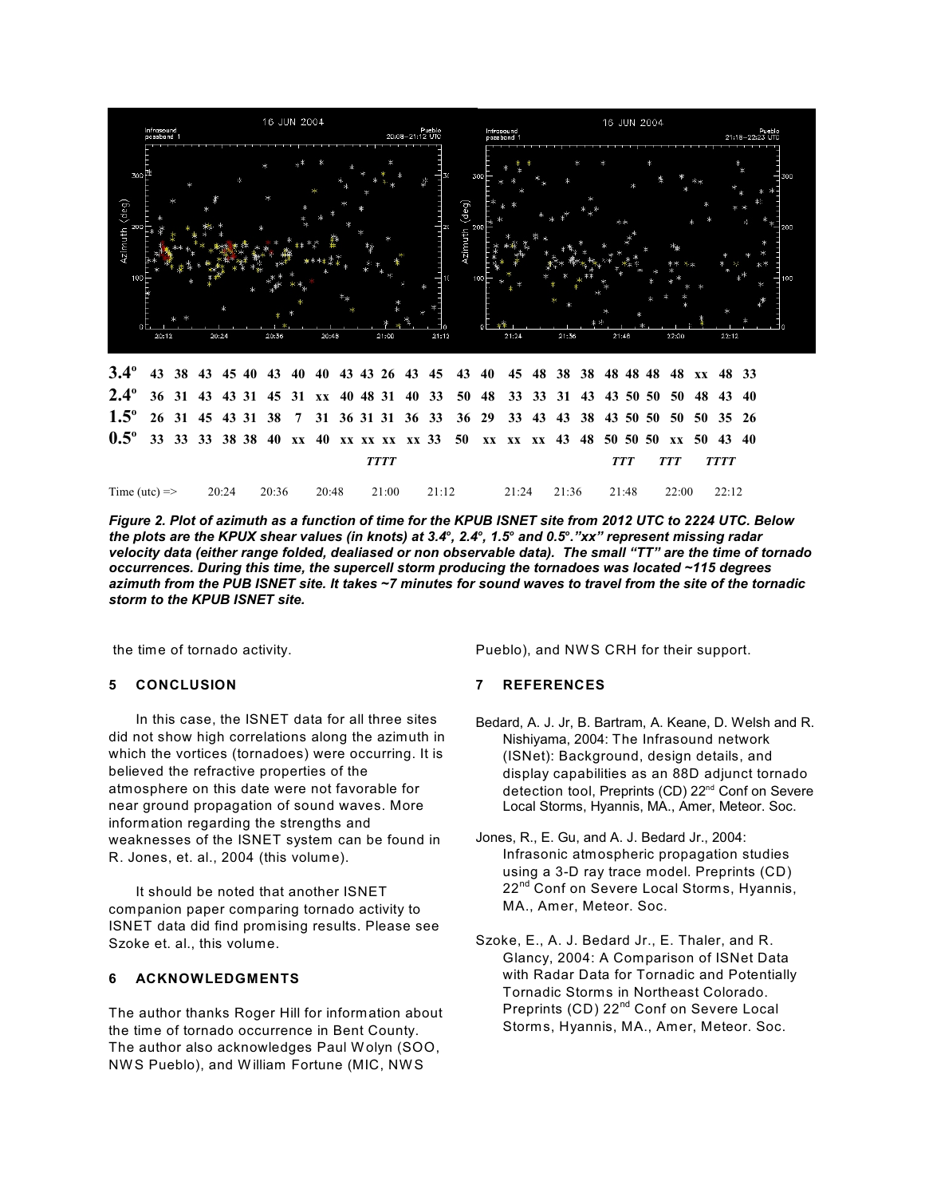| | | | | | | | | | | | | | | | | | | | | | | | | | | | |
|---|---|---|---|---|---|---|---|---|---|---|---|---|---|---|---|---|---|---|---|---|---|---|---|---|---|---|---|
| **3.4°** | **43** | **38** | **43** | **45** | **40** | **43** | **40** | **40** | **43** | **43** | **26** | **43** | **45** | **43** | **40** | **45** | **48** | **38** | **38** | **48** | **48** | **48** | **48** | **xx** | **48** | **33** |
| **2.4°** | **36** | **31** | **43** | **43** | **31** | **45** | **31** | **xx** | **40** | **48** | **31** | **40** | **33** | **50** | **48** | **33** | **33** | **31** | **43** | **43** | **50** | **50** | **50** | **48** | **43** | **40** |
| **1.5°** | **26** | **31** | **45** | **43** | **31** | **38** | **7** | **31** | **36** | **31** | **31** | **36** | **33** | **36** | **29** | **33** | **43** | **43** | **38** | **43** | **50** | **50** | **50** | **50** | **35** | **26** |
| **0.5°** | **33** | **33** | **33** | **38** | **38** | **40** | **xx** | **40** | **xx** | **xx** | **xx** | **xx** | **33** | **50** | **xx** | **xx** | **xx** | **43** | **48** | **50** | **50** | **50** | **xx** | **50** | **43** | **40** |

*TTTT* *TTT* *TTT* *TTTT*

Time (utc) => 20:24 20:36 20:48 21:00 21:12 21:24 21:36 21:48 22:00 22:12

***Figure 2. Plot of azimuth as a function of time for the KPUB ISNET site from 2012 UTC to 2224 UTC. Below the plots are the KPUX shear values (in knots) at 3.4°, 2.4°, 1.5° and 0.5°."xx" represent missing radar velocity data (either range folded, dealiased or non observable data). The small "TT" are the time of tornado occurrences. During this time, the supercell storm producing the tornadoes was located ~115 degrees azimuth from the PUB ISNET site. It takes ~7 minutes for sound waves to travel from the site of the tornadic storm to the KPUB ISNET site.***

the time of tornado activity.

## 5 CONCLUSION

In this case, the ISNET data for all three sites did not show high correlations along the azimuth in which the vortices (tornadoes) were occurring. It is believed the refractive properties of the atmosphere on this date were not favorable for near ground propagation of sound waves. More information regarding the strengths and weaknesses of the ISNET system can be found in R. Jones, et. al., 2004 (this volume).

It should be noted that another ISNET companion paper comparing tornado activity to ISNET data did find promising results. Please see Szoke et. al., this volume.

## 6 ACKNOWLEDGMENTS

The author thanks Roger Hill for information about the time of tornado occurrence in Bent County. The author also acknowledges Paul Wolyn (SOO, NWS Pueblo), and William Fortune (MIC, NWS Pueblo), and NWS CRH for their support.

## 7 REFERENCES

Bedard, A. J. Jr, B. Bartram, A. Keane, D. Welsh and R. Nishiyama, 2004: The Infrasound network (ISNet): Background, design details, and display capabilities as an 88D adjunct tornado detection tool, Preprints (CD) 22nd Conf on Severe Local Storms, Hyannis, MA., Amer, Meteor. Soc.

Jones, R., E. Gu, and A. J. Bedard Jr., 2004: Infrasonic atmospheric propagation studies using a 3-D ray trace model. Preprints (CD) 22nd Conf on Severe Local Storms, Hyannis, MA., Amer, Meteor. Soc.

Szoke, E., A. J. Bedard Jr., E. Thaler, and R. Glancy, 2004: A Comparison of ISNet Data with Radar Data for Tornadic and Potentially Tornadic Storms in Northeast Colorado. Preprints (CD) 22nd Conf on Severe Local Storms, Hyannis, MA., Amer, Meteor. Soc.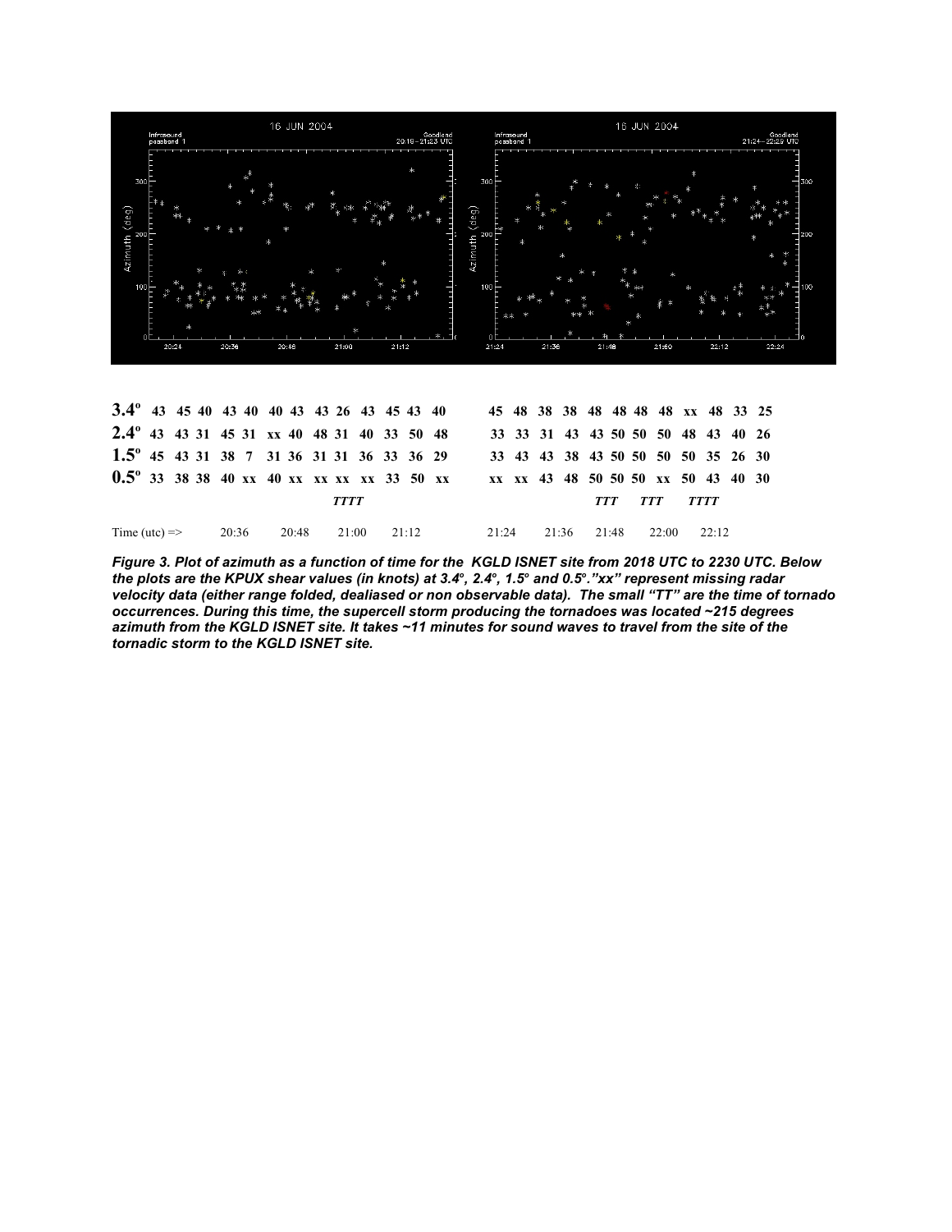**$3.4^{\circ}$** 43 45 40 43 40 40 43 43 26 43 45 43 40    45 48 38 38 48 48 48 48 xx 48 33 25

**$2.4^{\circ}$** 43 43 31 45 31 xx 40 48 31 40 33 50 48    33 33 31 43 43 50 50 50 48 43 40 26

**$1.5^{\circ}$** 45 43 31 38 7 31 36 31 31 36 33 36 29    33 43 43 38 43 50 50 50 50 35 26 30

**$0.5^{\circ}$** 33 38 38 40 xx 40 xx xx xx xx 33 50 xx    xx xx 43 48 50 50 50 xx 50 43 40 30

***TTTT***    ***TTT*** ***TTT*** ***TTTT***

Time (utc) => 20:36 20:48 21:00 21:12    21:24 21:36 21:48 22:00 22:12

***Figure 3. Plot of azimuth as a function of time for the KGLD ISNET site from 2018 UTC to 2230 UTC. Below the plots are the KPUX shear values (in knots) at 3.4º, 2.4º, 1.5º and 0.5º."xx" represent missing radar velocity data (either range folded, dealiased or non observable data). The small "TT" are the time of tornado occurrences. During this time, the supercell storm producing the tornadoes was located ~215 degrees azimuth from the KGLD ISNET site. It takes ~11 minutes for sound waves to travel from the site of the tornadic storm to the KGLD ISNET site.***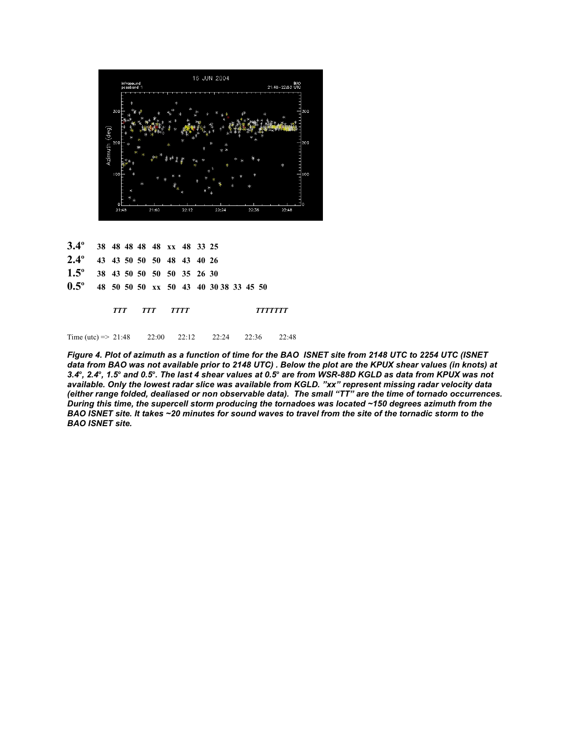16 JUN 2004

Infrasound passband 1

BAO 21:48–22:53 UTC

Azimuth (deg)

300

200

100

0

21:48 21:60 22:12 22:24 22:36 22:48

3.4º 38 48 48 48 48 xx 48 33 25

2.4º 43 43 50 50 50 48 43 40 26

1.5º 38 43 50 50 50 50 35 26 30

0.5º 48 50 50 50 xx 50 43 40 30 38 33 45 50

*TTT* *TTT* *TTTT* *TTTTTTT*

Time (utc) => 21:48 22:00 22:12 22:24 22:36 22:48

***Figure 4. Plot of azimuth as a function of time for the BAO ISNET site from 2148 UTC to 2254 UTC (ISNET data from BAO was not available prior to 2148 UTC) . Below the plot are the KPUX shear values (in knots) at 3.4º, 2.4º, 1.5º and 0.5º. The last 4 shear values at 0.5º are from WSR-88D KGLD as data from KPUX was not available. Only the lowest radar slice was available from KGLD. "xx" represent missing radar velocity data (either range folded, dealiased or non observable data). The small "TT" are the time of tornado occurrences. During this time, the supercell storm producing the tornadoes was located ~150 degrees azimuth from the BAO ISNET site. It takes ~20 minutes for sound waves to travel from the site of the tornadic storm to the BAO ISNET site.***